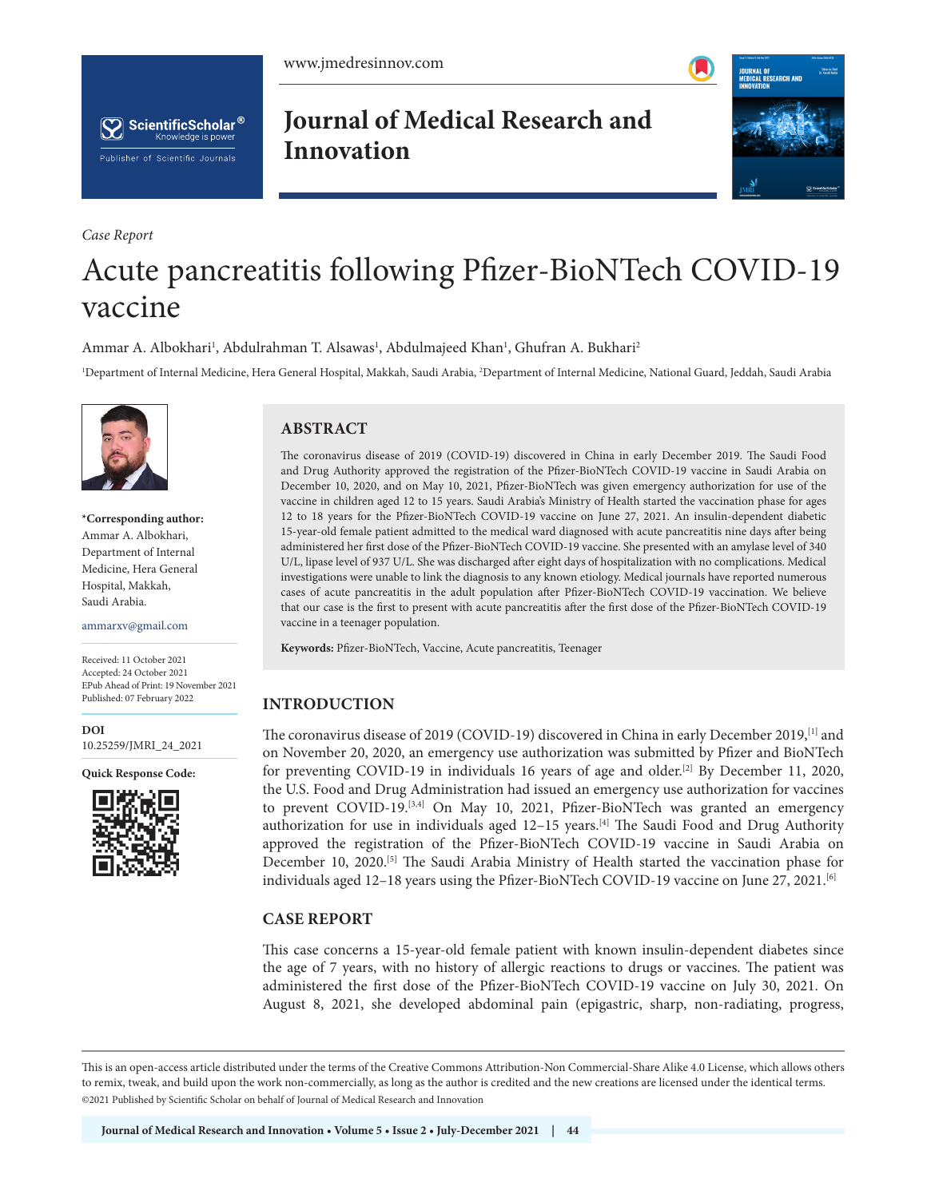*Case Report*

# Acute pancreatitis following Pfizer-BioNTech COVID-19 vaccine

Ammar A. Albokhari[1], Abdulrahman T. Alsawas[1], Abdulmajeed Khan[1], Ghufran A. Bukhari[2]

[1]Department of Internal Medicine, Hera General Hospital, Makkah, Saudi Arabia, [2]Department of Internal Medicine, National Guard, Jeddah, Saudi Arabia

**\*Corresponding author:**
Ammar A. Albokhari,
Department of Internal Medicine, Hera General Hospital, Makkah, Saudi Arabia.

ammarxv@gmail.com

Received: 11 October 2021
Accepted: 24 October 2021
EPub Ahead of Print: 19 November 2021
Published: 07 February 2022

**DOI**
10.25259/JMRI_24_2021

**Quick Response Code:**

## ABSTRACT

The coronavirus disease of 2019 (COVID-19) discovered in China in early December 2019. The Saudi Food and Drug Authority approved the registration of the Pfizer-BioNTech COVID-19 vaccine in Saudi Arabia on December 10, 2020, and on May 10, 2021, Pfizer-BioNTech was given emergency authorization for use of the vaccine in children aged 12 to 15 years. Saudi Arabia's Ministry of Health started the vaccination phase for ages 12 to 18 years for the Pfizer-BioNTech COVID-19 vaccine on June 27, 2021. An insulin-dependent diabetic 15-year-old female patient admitted to the medical ward diagnosed with acute pancreatitis nine days after being administered her first dose of the Pfizer-BioNTech COVID-19 vaccine. She presented with an amylase level of 340 U/L, lipase level of 937 U/L. She was discharged after eight days of hospitalization with no complications. Medical investigations were unable to link the diagnosis to any known etiology. Medical journals have reported numerous cases of acute pancreatitis in the adult population after Pfizer-BioNTech COVID-19 vaccination. We believe that our case is the first to present with acute pancreatitis after the first dose of the Pfizer-BioNTech COVID-19 vaccine in a teenager population.

**Keywords:** Pfizer-BioNTech, Vaccine, Acute pancreatitis, Teenager

## INTRODUCTION

The coronavirus disease of 2019 (COVID-19) discovered in China in early December 2019,[1] and on November 20, 2020, an emergency use authorization was submitted by Pfizer and BioNTech for preventing COVID-19 in individuals 16 years of age and older.[2] By December 11, 2020, the U.S. Food and Drug Administration had issued an emergency use authorization for vaccines to prevent COVID-19.[3,4] On May 10, 2021, Pfizer-BioNTech was granted an emergency authorization for use in individuals aged 12–15 years.[4] The Saudi Food and Drug Authority approved the registration of the Pfizer-BioNTech COVID-19 vaccine in Saudi Arabia on December 10, 2020.[5] The Saudi Arabia Ministry of Health started the vaccination phase for individuals aged 12–18 years using the Pfizer-BioNTech COVID-19 vaccine on June 27, 2021.[6]

## CASE REPORT

This case concerns a 15-year-old female patient with known insulin-dependent diabetes since the age of 7 years, with no history of allergic reactions to drugs or vaccines. The patient was administered the first dose of the Pfizer-BioNTech COVID-19 vaccine on July 30, 2021. On August 8, 2021, she developed abdominal pain (epigastric, sharp, non-radiating, progress,

This is an open-access article distributed under the terms of the Creative Commons Attribution-Non Commercial-Share Alike 4.0 License, which allows others to remix, tweak, and build upon the work non-commercially, as long as the author is credited and the new creations are licensed under the identical terms.
©2021 Published by Scientific Scholar on behalf of Journal of Medical Research and Innovation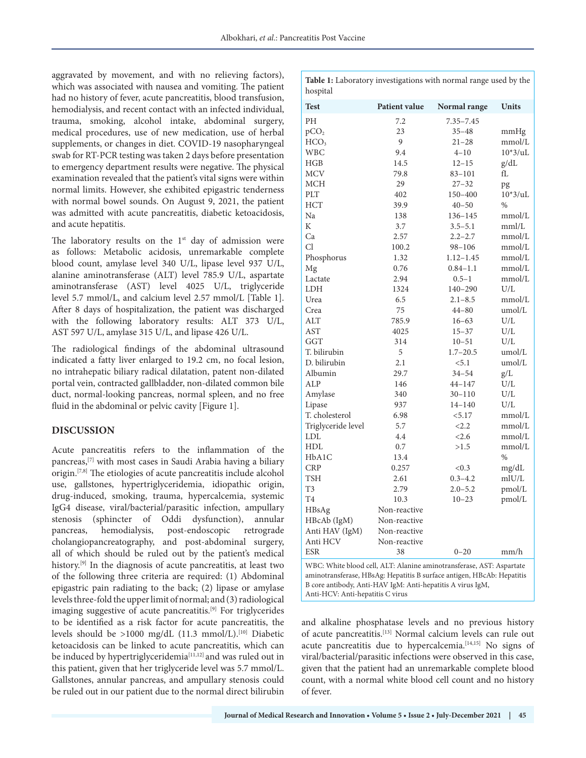aggravated by movement, and with no relieving factors), which was associated with nausea and vomiting. The patient had no history of fever, acute pancreatitis, blood transfusion, hemodialysis, and recent contact with an infected individual, trauma, smoking, alcohol intake, abdominal surgery, medical procedures, use of new medication, use of herbal supplements, or changes in diet. COVID-19 nasopharyngeal swab for RT-PCR testing was taken 2 days before presentation to emergency department results were negative. The physical examination revealed that the patient's vital signs were within normal limits. However, she exhibited epigastric tenderness with normal bowel sounds. On August 9, 2021, the patient was admitted with acute pancreatitis, diabetic ketoacidosis, and acute hepatitis.

The laboratory results on the 1st day of admission were as follows: Metabolic acidosis, unremarkable complete blood count, amylase level 340 U/L, lipase level 937 U/L, alanine aminotransferase (ALT) level 785.9 U/L, aspartate aminotransferase (AST) level 4025 U/L, triglyceride level 5.7 mmol/L, and calcium level 2.57 mmol/L [Table 1]. After 8 days of hospitalization, the patient was discharged with the following laboratory results: ALT 373 U/L, AST 597 U/L, amylase 315 U/L, and lipase 426 U/L.

The radiological findings of the abdominal ultrasound indicated a fatty liver enlarged to 19.2 cm, no focal lesion, no intrahepatic biliary radical dilatation, patent non-dilated portal vein, contracted gallbladder, non-dilated common bile duct, normal-looking pancreas, normal spleen, and no free fluid in the abdominal or pelvic cavity [Figure 1].

**Table 1:** Laboratory investigations with normal range used by the hospital

| Test | Patient value | Normal range | Units |
|---|---|---|---|
| PH | 7.2 | 7.35–7.45 | |
| $pCO_2$ | 23 | 35–48 | mmHg |
| $HCO_3$ | 9 | 21–28 | mmol/L |
| WBC | 9.4 | 4–10 | 10*3/uL |
| HGB | 14.5 | 12–15 | g/dL |
| MCV | 79.8 | 83–101 | fL |
| MCH | 29 | 27–32 | pg |
| PLT | 402 | 150–400 | 10*3/uL |
| HCT | 39.9 | 40–50 | % |
| Na | 138 | 136–145 | mmol/L |
| K | 3.7 | 3.5–5.1 | mml/L |
| Ca | 2.57 | 2.2–2.7 | mmol/L |
| Cl | 100.2 | 98–106 | mmol/L |
| Phosphorus | 1.32 | 1.12–1.45 | mmol/L |
| Mg | 0.76 | 0.84–1.1 | mmol/L |
| Lactate | 2.94 | 0.5–1 | mmol/L |
| LDH | 1324 | 140–290 | U/L |
| Urea | 6.5 | 2.1–8.5 | mmol/L |
| Crea | 75 | 44–80 | umol/L |
| ALT | 785.9 | 16–63 | U/L |
| AST | 4025 | 15–37 | U/L |
| GGT | 314 | 10–51 | U/L |
| T. bilirubin | 5 | 1.7–20.5 | umol/L |
| D. bilirubin | 2.1 | <5.1 | umol/L |
| Albumin | 29.7 | 34–54 | g/L |
| ALP | 146 | 44–147 | U/L |
| Amylase | 340 | 30–110 | U/L |
| Lipase | 937 | 14–140 | U/L |
| T. cholesterol | 6.98 | <5.17 | mmol/L |
| Triglyceride level | 5.7 | <2.2 | mmol/L |
| LDL | 4.4 | <2.6 | mmol/L |
| HDL | 0.7 | >1.5 | mmol/L |
| HbA1C | 13.4 | | % |
| CRP | 0.257 | <0.3 | mg/dL |
| TSH | 2.61 | 0.3–4.2 | mIU/L |
| T3 | 2.79 | 2.0–5.2 | pmol/L |
| T4 | 10.3 | 10–23 | pmol/L |
| HBsAg | Non-reactive | | |
| HBcAb (IgM) | Non-reactive | | |
| Anti HAV (IgM) | Non-reactive | | |
| Anti HCV | Non-reactive | | |
| ESR | 38 | 0–20 | mm/h |

WBC: White blood cell, ALT: Alanine aminotransferase, AST: Aspartate aminotransferase, HBsAg: Hepatitis B surface antigen, HBcAb: Hepatitis B core antibody, Anti-HAV IgM: Anti-hepatitis A virus IgM, Anti-HCV: Anti-hepatitis C virus

## DISCUSSION

Acute pancreatitis refers to the inflammation of the pancreas,[7] with most cases in Saudi Arabia having a biliary origin.[7,8] The etiologies of acute pancreatitis include alcohol use, gallstones, hypertriglyceridemia, idiopathic origin, drug-induced, smoking, trauma, hypercalcemia, systemic IgG4 disease, viral/bacterial/parasitic infection, ampullary stenosis (sphincter of Oddi dysfunction), annular pancreas, hemodialysis, post-endoscopic retrograde cholangiopancreatography, and post-abdominal surgery, all of which should be ruled out by the patient's medical history.[9] In the diagnosis of acute pancreatitis, at least two of the following three criteria are required: (1) Abdominal epigastric pain radiating to the back; (2) lipase or amylase levels three-fold the upper limit of normal; and (3) radiological imaging suggestive of acute pancreatitis.[9] For triglycerides to be identified as a risk factor for acute pancreatitis, the levels should be >1000 mg/dL (11.3 mmol/L).[10] Diabetic ketoacidosis can be linked to acute pancreatitis, which can be induced by hypertriglyceridemia[11,12] and was ruled out in this patient, given that her triglyceride level was 5.7 mmol/L. Gallstones, annular pancreas, and ampullary stenosis could be ruled out in our patient due to the normal direct bilirubin and alkaline phosphatase levels and no previous history of acute pancreatitis.[13] Normal calcium levels can rule out acute pancreatitis due to hypercalcemia.[14,15] No signs of viral/bacterial/parasitic infections were observed in this case, given that the patient had an unremarkable complete blood count, with a normal white blood cell count and no history of fever.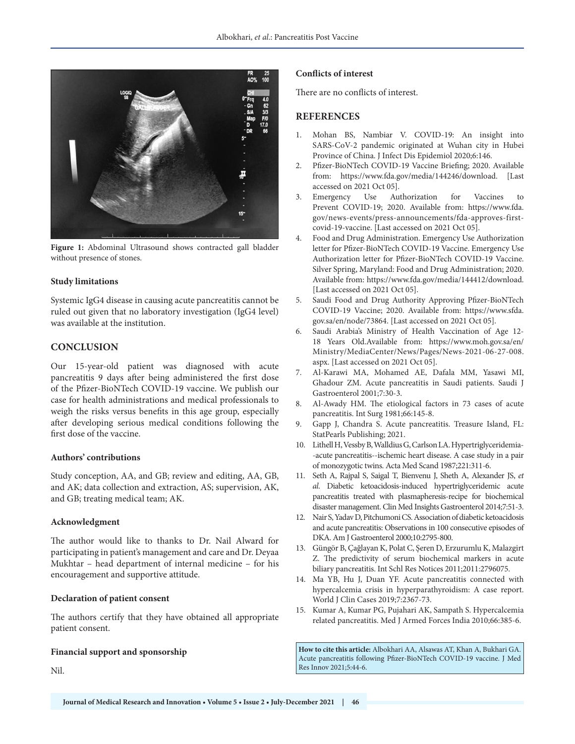Figure 1: Abdominal Ultrasound shows contracted gall bladder without presence of stones.

### Study limitations

Systemic IgG4 disease in causing acute pancreatitis cannot be ruled out given that no laboratory investigation (IgG4 level) was available at the institution.

## CONCLUSION

Our 15-year-old patient was diagnosed with acute pancreatitis 9 days after being administered the first dose of the Pfizer-BioNTech COVID-19 vaccine. We publish our case for health administrations and medical professionals to weigh the risks versus benefits in this age group, especially after developing serious medical conditions following the first dose of the vaccine.

### Authors' contributions

Study conception, AA, and GB; review and editing, AA, GB, and AK; data collection and extraction, AS; supervision, AK, and GB; treating medical team; AK.

### Acknowledgment

The author would like to thanks to Dr. Nail Alward for participating in patient's management and care and Dr. Deyaa Mukhtar – head department of internal medicine – for his encouragement and supportive attitude.

### Declaration of patient consent

The authors certify that they have obtained all appropriate patient consent.

### Financial support and sponsorship

Nil.

### Conflicts of interest

There are no conflicts of interest.

## REFERENCES

1. Mohan BS, Nambiar V. COVID-19: An insight into SARS-CoV-2 pandemic originated at Wuhan city in Hubei Province of China. J Infect Dis Epidemiol 2020;6:146.
2. Pfizer-BioNTech COVID-19 Vaccine Briefing; 2020. Available from: https://www.fda.gov/media/144246/download. [Last accessed on 2021 Oct 05].
3. Emergency Use Authorization for Vaccines to Prevent COVID-19; 2020. Available from: https://www.fda.gov/news-events/press-announcements/fda-approves-first-covid-19-vaccine. [Last accessed on 2021 Oct 05].
4. Food and Drug Administration. Emergency Use Authorization letter for Pfizer-BioNTech COVID-19 Vaccine. Emergency Use Authorization letter for Pfizer-BioNTech COVID-19 Vaccine. Silver Spring, Maryland: Food and Drug Administration; 2020. Available from: https://www.fda.gov/media/144412/download. [Last accessed on 2021 Oct 05].
5. Saudi Food and Drug Authority Approving Pfizer-BioNTech COVID-19 Vaccine; 2020. Available from: https://www.sfda.gov.sa/en/node/73864. [Last accessed on 2021 Oct 05].
6. Saudi Arabia's Ministry of Health Vaccination of Age 12-18 Years Old.Available from: https://www.moh.gov.sa/en/Ministry/MediaCenter/News/Pages/News-2021-06-27-008.aspx. [Last accessed on 2021 Oct 05].
7. Al-Karawi MA, Mohamed AE, Dafala MM, Yasawi MI, Ghadour ZM. Acute pancreatitis in Saudi patients. Saudi J Gastroenterol 2001;7:30-3.
8. Al-Awady HM. The etiological factors in 73 cases of acute pancreatitis. Int Surg 1981;66:145-8.
9. Gapp J, Chandra S. Acute pancreatitis. Treasure Island, FL: StatPearls Publishing; 2021.
10. Lithell H, Vessby B, Walldius G, Carlson LA. Hypertriglyceridemia--acute pancreatitis--ischemic heart disease. A case study in a pair of monozygotic twins. Acta Med Scand 1987;221:311-6.
11. Seth A, Rajpal S, Saigal T, Bienvenu J, Sheth A, Alexander JS, *et al.* Diabetic ketoacidosis-induced hypertriglyceridemic acute pancreatitis treated with plasmapheresis-recipe for biochemical disaster management. Clin Med Insights Gastroenterol 2014;7:51-3.
12. Nair S, Yadav D, Pitchumoni CS. Association of diabetic ketoacidosis and acute pancreatitis: Observations in 100 consecutive episodes of DKA. Am J Gastroenterol 2000;10:2795-800.
13. Güngör B, Çağlayan K, Polat C, Şeren D, Erzurumlu K, Malazgirt Z. The predictivity of serum biochemical markers in acute biliary pancreatitis. Int Schl Res Notices 2011;2011:2796075.
14. Ma YB, Hu J, Duan YF. Acute pancreatitis connected with hypercalcemia crisis in hyperparathyroidism: A case report. World J Clin Cases 2019;7:2367-73.
15. Kumar A, Kumar PG, Pujahari AK, Sampath S. Hypercalcemia related pancreatitis. Med J Armed Forces India 2010;66:385-6.

**How to cite this article:** Albokhari AA, Alsawas AT, Khan A, Bukhari GA. Acute pancreatitis following Pfizer-BioNTech COVID-19 vaccine. J Med Res Innov 2021;5:44-6.